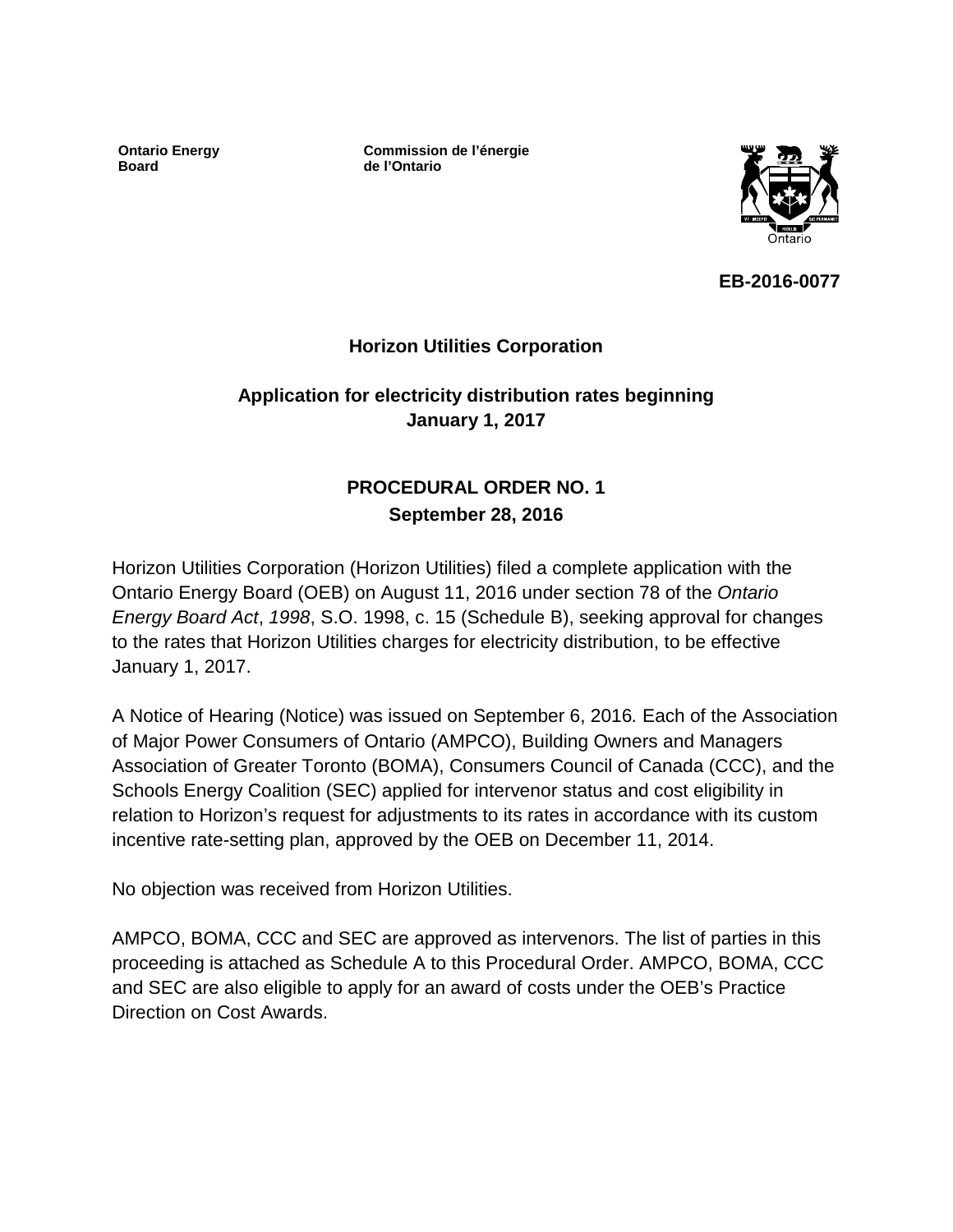**Ontario Energy Board**

**Commission de l'énergie de l'Ontario**

**EB-2016-0077**

**Horizon Utilities Corporation**

**Application for electricity distribution rates beginning January 1, 2017**

**PROCEDURAL ORDER NO. 1**
**September 28, 2016**

Horizon Utilities Corporation (Horizon Utilities) filed a complete application with the Ontario Energy Board (OEB) on August 11, 2016 under section 78 of the *Ontario Energy Board Act*, *1998*, S.O. 1998, c. 15 (Schedule B), seeking approval for changes to the rates that Horizon Utilities charges for electricity distribution, to be effective January 1, 2017.

A Notice of Hearing (Notice) was issued on September 6, 2016*.* Each of the Association of Major Power Consumers of Ontario (AMPCO), Building Owners and Managers Association of Greater Toronto (BOMA), Consumers Council of Canada (CCC), and the Schools Energy Coalition (SEC) applied for intervenor status and cost eligibility in relation to Horizon's request for adjustments to its rates in accordance with its custom incentive rate-setting plan, approved by the OEB on December 11, 2014.

No objection was received from Horizon Utilities.

AMPCO, BOMA, CCC and SEC are approved as intervenors. The list of parties in this proceeding is attached as Schedule A to this Procedural Order. AMPCO, BOMA, CCC and SEC are also eligible to apply for an award of costs under the OEB's Practice Direction on Cost Awards.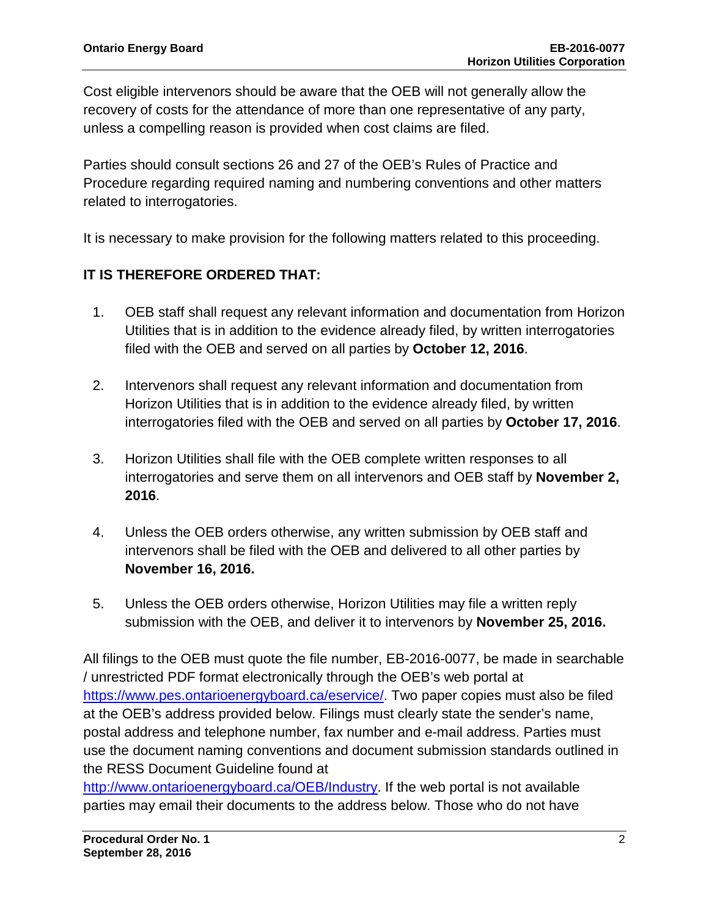Cost eligible intervenors should be aware that the OEB will not generally allow the recovery of costs for the attendance of more than one representative of any party, unless a compelling reason is provided when cost claims are filed.

Parties should consult sections 26 and 27 of the OEB's Rules of Practice and Procedure regarding required naming and numbering conventions and other matters related to interrogatories.

It is necessary to make provision for the following matters related to this proceeding.

**IT IS THEREFORE ORDERED THAT:**

1. OEB staff shall request any relevant information and documentation from Horizon Utilities that is in addition to the evidence already filed, by written interrogatories filed with the OEB and served on all parties by **October 12, 2016**.

2. Intervenors shall request any relevant information and documentation from Horizon Utilities that is in addition to the evidence already filed, by written interrogatories filed with the OEB and served on all parties by **October 17, 2016**.

3. Horizon Utilities shall file with the OEB complete written responses to all interrogatories and serve them on all intervenors and OEB staff by **November 2, 2016**.

4. Unless the OEB orders otherwise, any written submission by OEB staff and intervenors shall be filed with the OEB and delivered to all other parties by **November 16, 2016.**

5. Unless the OEB orders otherwise, Horizon Utilities may file a written reply submission with the OEB, and deliver it to intervenors by **November 25, 2016.**

All filings to the OEB must quote the file number, EB-2016-0077, be made in searchable / unrestricted PDF format electronically through the OEB's web portal at https://www.pes.ontarioenergyboard.ca/eservice/. Two paper copies must also be filed at the OEB's address provided below. Filings must clearly state the sender's name, postal address and telephone number, fax number and e-mail address. Parties must use the document naming conventions and document submission standards outlined in the RESS Document Guideline found at http://www.ontarioenergyboard.ca/OEB/Industry. If the web portal is not available parties may email their documents to the address below. Those who do not have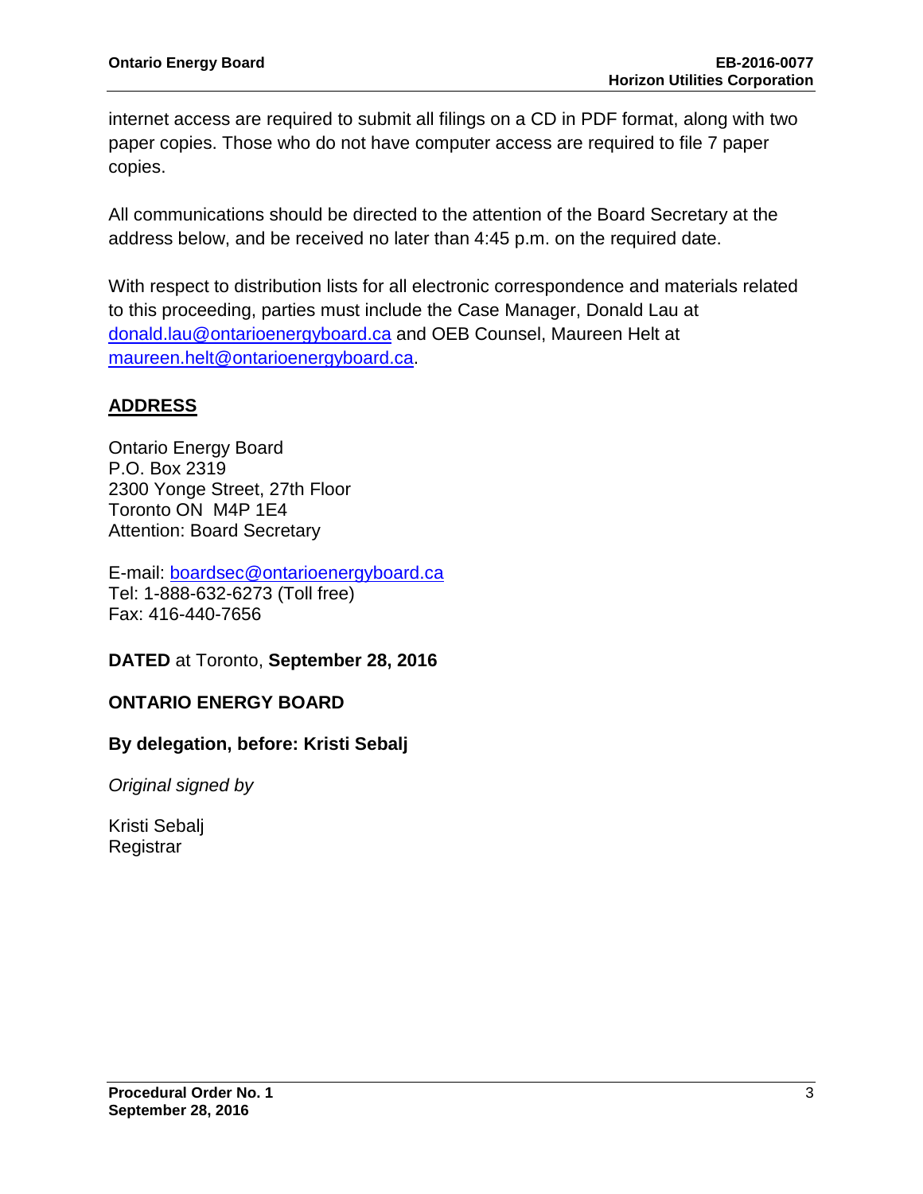internet access are required to submit all filings on a CD in PDF format, along with two paper copies. Those who do not have computer access are required to file 7 paper copies.

All communications should be directed to the attention of the Board Secretary at the address below, and be received no later than 4:45 p.m. on the required date.

With respect to distribution lists for all electronic correspondence and materials related to this proceeding, parties must include the Case Manager, Donald Lau at donald.lau@ontarioenergyboard.ca and OEB Counsel, Maureen Helt at maureen.helt@ontarioenergyboard.ca.

## ADDRESS

Ontario Energy Board
P.O. Box 2319
2300 Yonge Street, 27th Floor
Toronto ON  M4P 1E4
Attention: Board Secretary

E-mail: boardsec@ontarioenergyboard.ca
Tel: 1-888-632-6273 (Toll free)
Fax: 416-440-7656

**DATED** at Toronto, **September 28, 2016**

**ONTARIO ENERGY BOARD**

**By delegation, before: Kristi Sebalj**

*Original signed by*

Kristi Sebalj
Registrar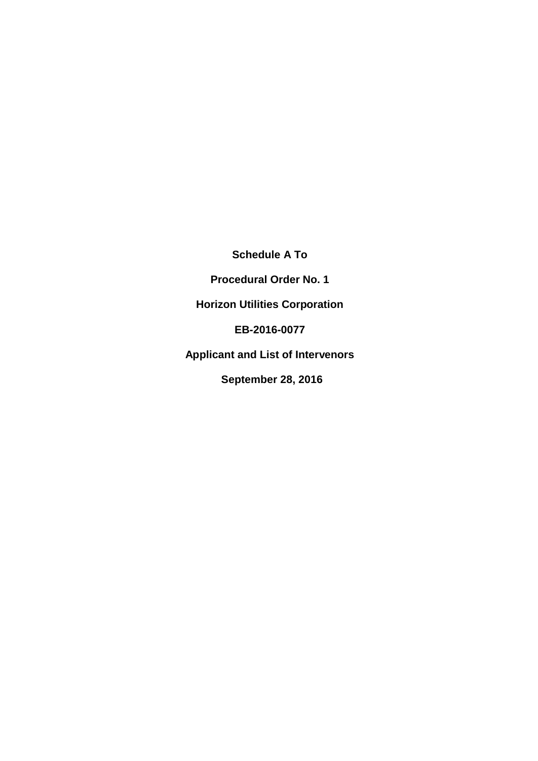**Schedule A To**

**Procedural Order No. 1**

**Horizon Utilities Corporation**

**EB-2016-0077**

**Applicant and List of Intervenors**

**September 28, 2016**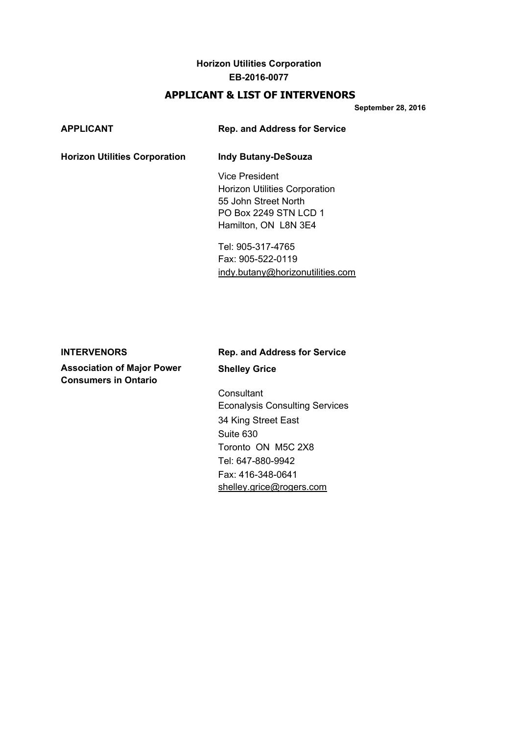**Horizon Utilities Corporation**
**EB-2016-0077**

## APPLICANT & LIST OF INTERVENORS

**September 28, 2016**

| APPLICANT | Rep. and Address for Service |
|---|---|
| **Horizon Utilities Corporation** | **Indy Butany-DeSouza**<br><br>Vice President<br>Horizon Utilities Corporation<br>55 John Street North<br>PO Box 2249 STN LCD 1<br>Hamilton, ON L8N 3E4<br><br>Tel: 905-317-4765<br>Fax: 905-522-0119<br>indy.butany@horizonutilities.com |

| INTERVENORS | Rep. and Address for Service |
|---|---|
| **Association of Major Power Consumers in Ontario** | **Shelley Grice**<br><br>Consultant<br>Econalysis Consulting Services<br>34 King Street East<br>Suite 630<br>Toronto ON M5C 2X8<br>Tel: 647-880-9942<br>Fax: 416-348-0641<br>shelley.grice@rogers.com |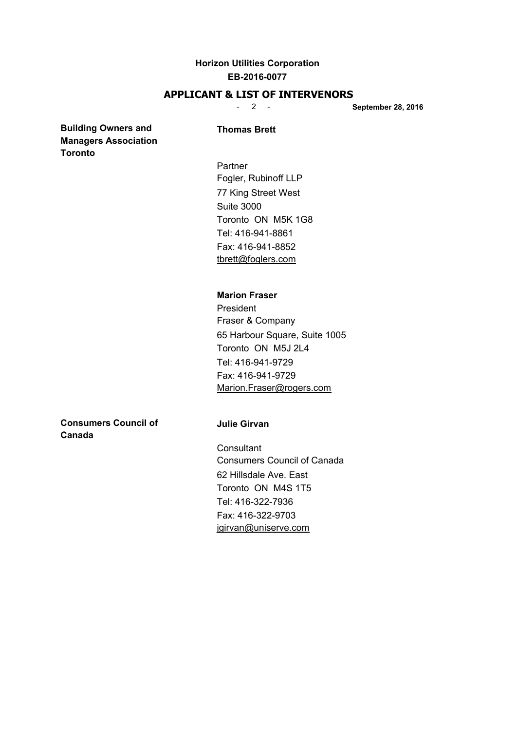**Horizon Utilities Corporation**
**EB-2016-0077**

## APPLICANT & LIST OF INTERVENORS

**September 28, 2016**

| | |
|---|---|
| **Building Owners and Managers Association Toronto** | **Thomas Brett**<br><br>Partner<br>Fogler, Rubinoff LLP<br>77 King Street West<br>Suite 3000<br>Toronto ON M5K 1G8<br>Tel: 416-941-8861<br>Fax: 416-941-8852<br>tbrett@foglers.com |
| | **Marion Fraser**<br>President<br>Fraser & Company<br>65 Harbour Square, Suite 1005<br>Toronto ON M5J 2L4<br>Tel: 416-941-9729<br>Fax: 416-941-9729<br>Marion.Fraser@rogers.com |
| **Consumers Council of Canada** | **Julie Girvan**<br><br>Consultant<br>Consumers Council of Canada<br>62 Hillsdale Ave. East<br>Toronto ON M4S 1T5<br>Tel: 416-322-7936<br>Fax: 416-322-9703<br>jgirvan@uniserve.com |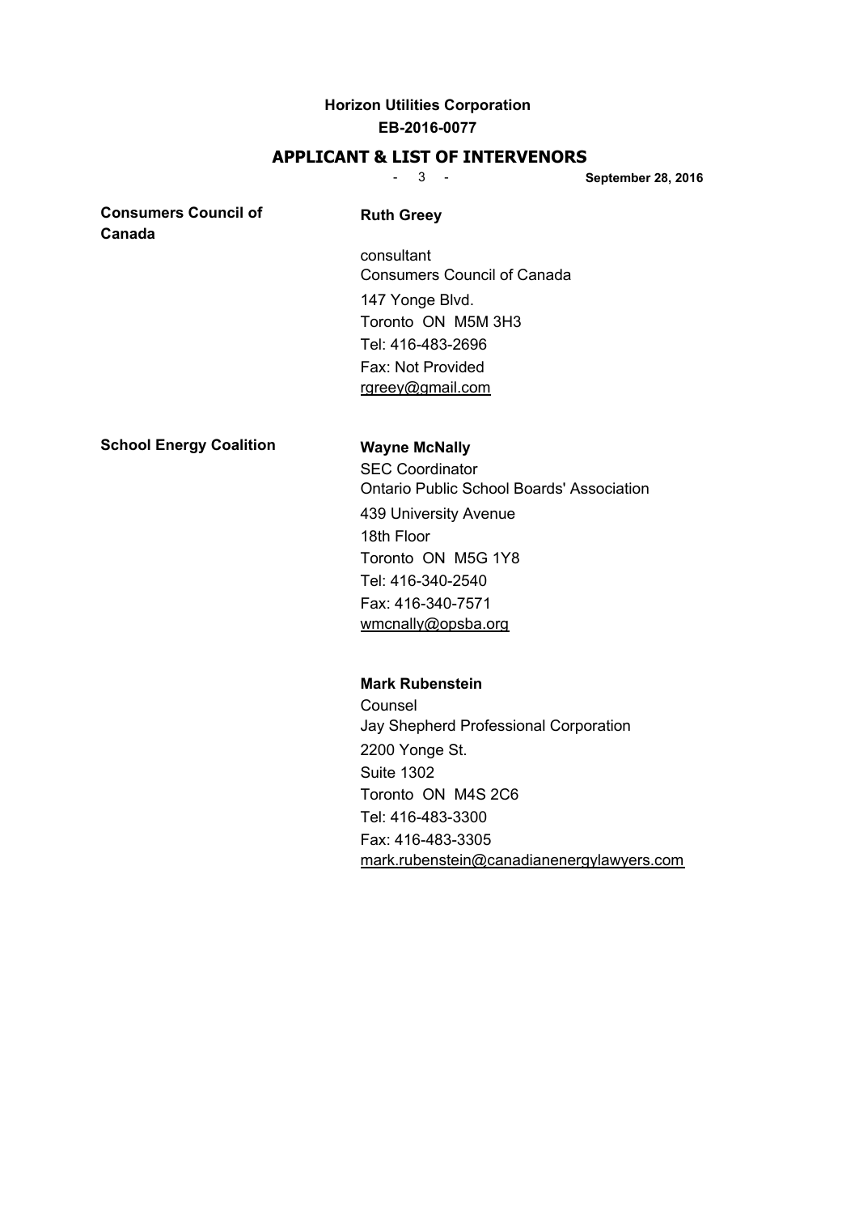**Horizon Utilities Corporation**
**EB-2016-0077**

## APPLICANT & LIST OF INTERVENORS

**September 28, 2016**

**Consumers Council of Canada**

**Ruth Greey**

consultant
Consumers Council of Canada
147 Yonge Blvd.
Toronto ON M5M 3H3
Tel: 416-483-2696
Fax: Not Provided
rgreey@gmail.com

**School Energy Coalition**

**Wayne McNally**
SEC Coordinator
Ontario Public School Boards' Association
439 University Avenue
18th Floor
Toronto ON M5G 1Y8
Tel: 416-340-2540
Fax: 416-340-7571
wmcnally@opsba.org

**Mark Rubenstein**
Counsel
Jay Shepherd Professional Corporation
2200 Yonge St.
Suite 1302
Toronto ON M4S 2C6
Tel: 416-483-3300
Fax: 416-483-3305
mark.rubenstein@canadianenergylawyers.com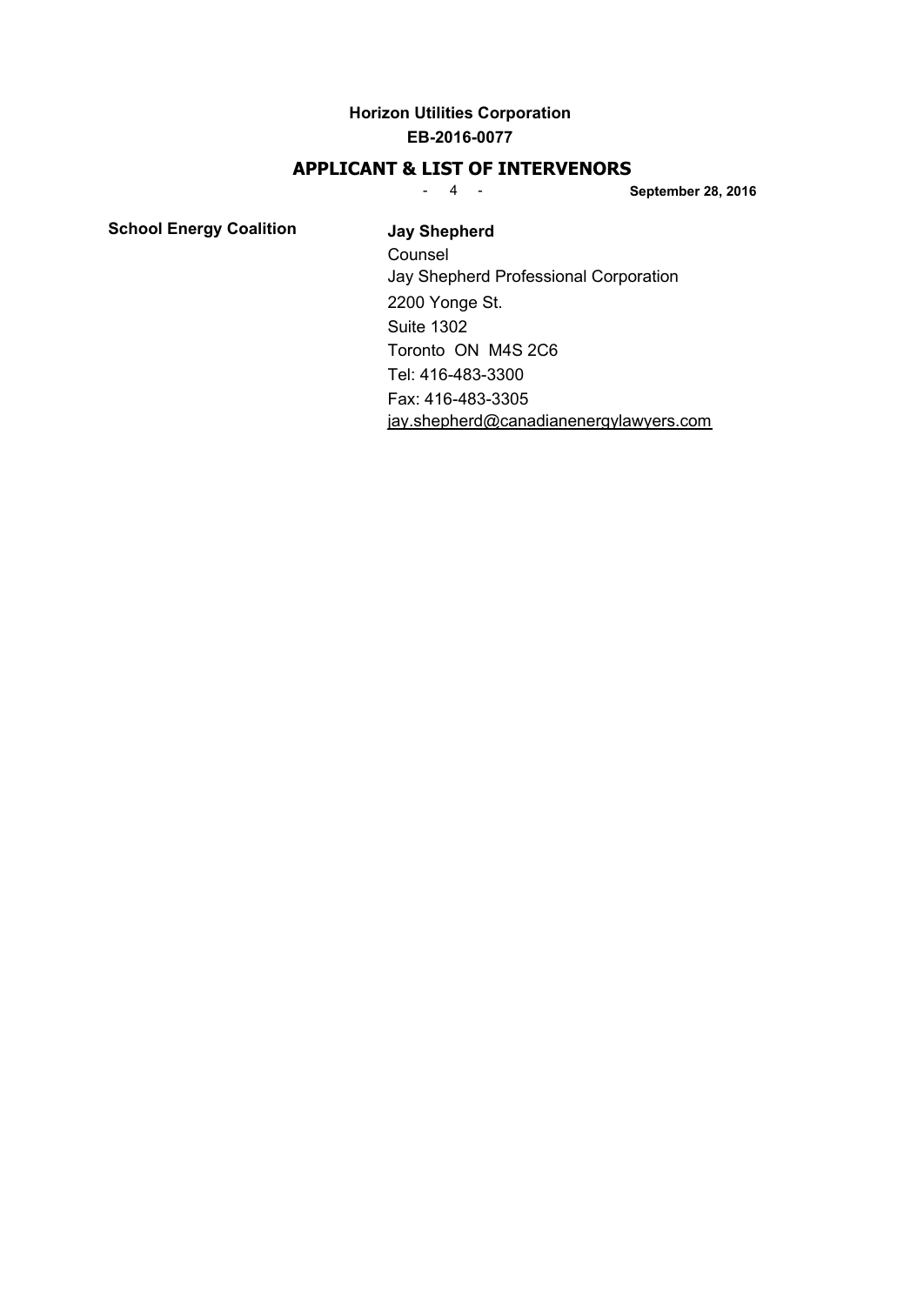**Horizon Utilities Corporation**
**EB-2016-0077**

## APPLICANT & LIST OF INTERVENORS

**September 28, 2016**

| | |
|---|---|
| **School Energy Coalition** | **Jay Shepherd**<br>Counsel<br>Jay Shepherd Professional Corporation<br>2200 Yonge St.<br>Suite 1302<br>Toronto ON M4S 2C6<br>Tel: 416-483-3300<br>Fax: 416-483-3305<br>jay.shepherd@canadianenergylawyers.com |